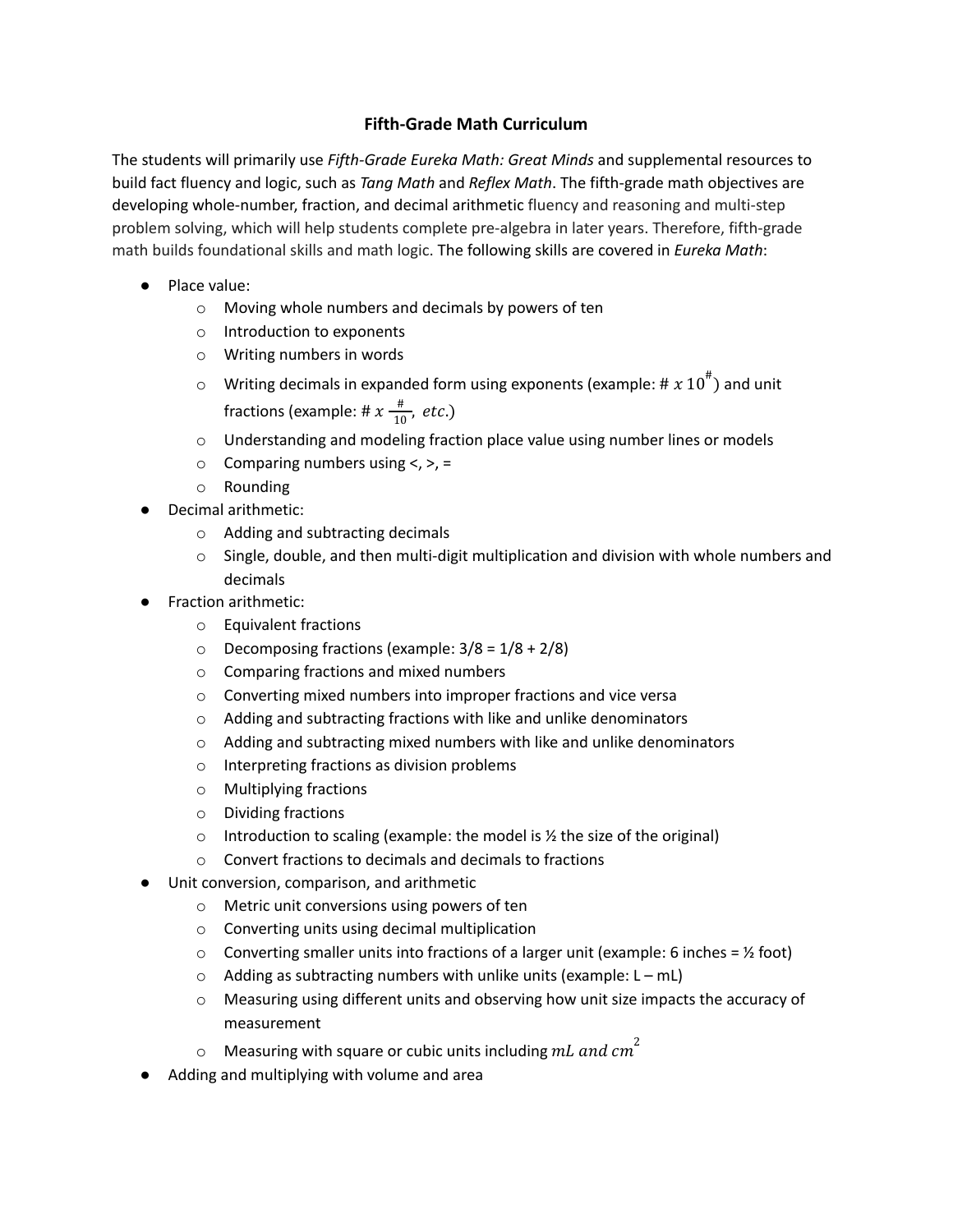# Fifth-Grade Math Curriculum

The students will primarily use *Fifth-Grade Eureka Math: Great Minds* and supplemental resources to build fact fluency and logic, such as *Tang Math* and *Reflex Math*. The fifth-grade math objectives are developing whole-number, fraction, and decimal arithmetic fluency and reasoning and multi-step problem solving, which will help students complete pre-algebra in later years. Therefore, fifth-grade math builds foundational skills and math logic. The following skills are covered in *Eureka Math*:

- Place value:
  - Moving whole numbers and decimals by powers of ten
  - Introduction to exponents
  - Writing numbers in words
  - Writing decimals in expanded form using exponents (example: $\# \ x \ 10^{\#}$) and unit fractions (example: $\# \ x \ \frac{\#}{10}, \ etc.$)
  - Understanding and modeling fraction place value using number lines or models
  - Comparing numbers using <, >, =
  - Rounding
- Decimal arithmetic:
  - Adding and subtracting decimals
  - Single, double, and then multi-digit multiplication and division with whole numbers and decimals
- Fraction arithmetic:
  - Equivalent fractions
  - Decomposing fractions (example: 3/8 = 1/8 + 2/8)
  - Comparing fractions and mixed numbers
  - Converting mixed numbers into improper fractions and vice versa
  - Adding and subtracting fractions with like and unlike denominators
  - Adding and subtracting mixed numbers with like and unlike denominators
  - Interpreting fractions as division problems
  - Multiplying fractions
  - Dividing fractions
  - Introduction to scaling (example: the model is ½ the size of the original)
  - Convert fractions to decimals and decimals to fractions
- Unit conversion, comparison, and arithmetic
  - Metric unit conversions using powers of ten
  - Converting units using decimal multiplication
  - Converting smaller units into fractions of a larger unit (example: 6 inches = ½ foot)
  - Adding as subtracting numbers with unlike units (example: L – mL)
  - Measuring using different units and observing how unit size impacts the accuracy of measurement
  - Measuring with square or cubic units including $mL \ and \ cm^{2}$
- Adding and multiplying with volume and area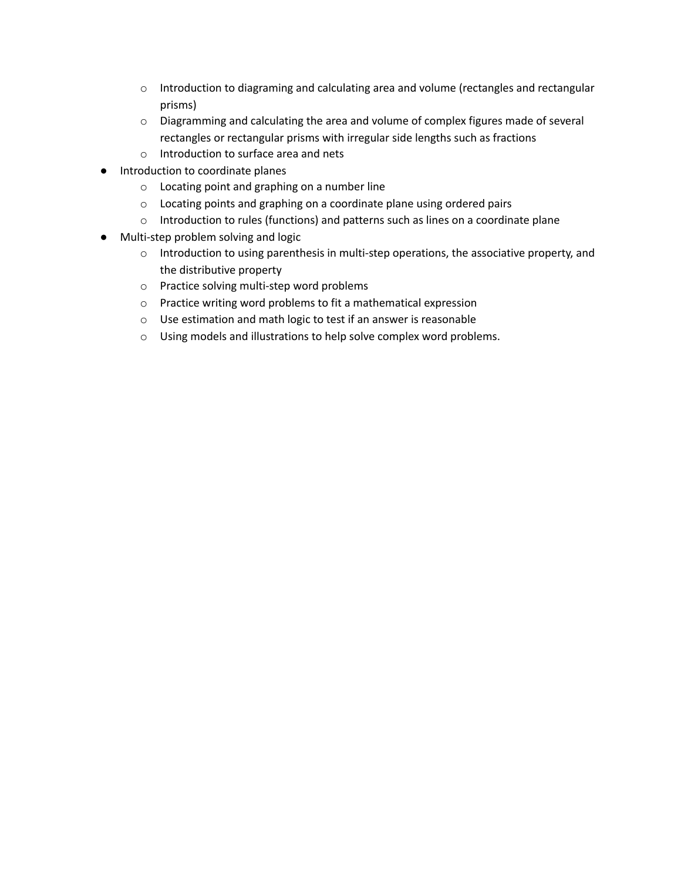- Introduction to diagraming and calculating area and volume (rectangles and rectangular prisms)
    - Diagramming and calculating the area and volume of complex figures made of several rectangles or rectangular prisms with irregular side lengths such as fractions
    - Introduction to surface area and nets
- Introduction to coordinate planes
    - Locating point and graphing on a number line
    - Locating points and graphing on a coordinate plane using ordered pairs
    - Introduction to rules (functions) and patterns such as lines on a coordinate plane
- Multi-step problem solving and logic
    - Introduction to using parenthesis in multi-step operations, the associative property, and the distributive property
    - Practice solving multi-step word problems
    - Practice writing word problems to fit a mathematical expression
    - Use estimation and math logic to test if an answer is reasonable
    - Using models and illustrations to help solve complex word problems.